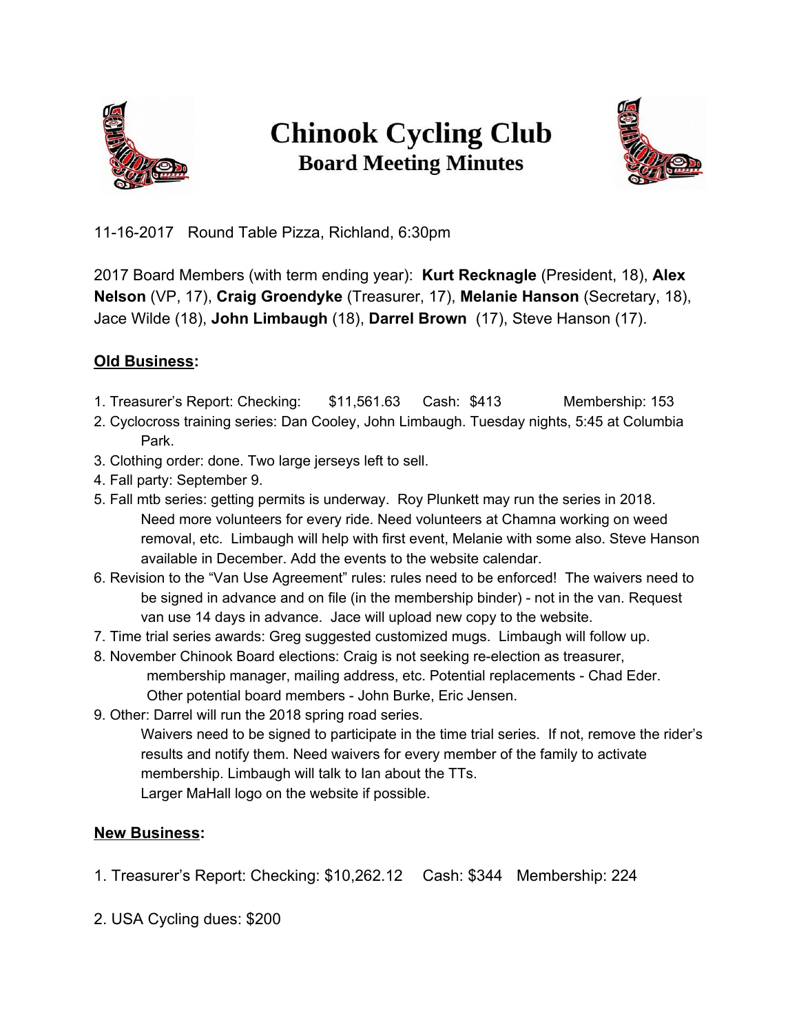# Chinook Cycling Club
## Board Meeting Minutes

11-16-2017 Round Table Pizza, Richland, 6:30pm

2017 Board Members (with term ending year): **Kurt Recknagle** (President, 18), **Alex Nelson** (VP, 17), **Craig Groendyke** (Treasurer, 17), **Melanie Hanson** (Secretary, 18), Jace Wilde (18), **John Limbaugh** (18), **Darrel Brown** (17), Steve Hanson (17).

**Old Business:**

1. Treasurer's Report: Checking: $11,561.63 Cash: $413 Membership: 153
2. Cyclocross training series: Dan Cooley, John Limbaugh. Tuesday nights, 5:45 at Columbia Park.
3. Clothing order: done. Two large jerseys left to sell.
4. Fall party: September 9.
5. Fall mtb series: getting permits is underway. Roy Plunkett may run the series in 2018. Need more volunteers for every ride. Need volunteers at Chamna working on weed removal, etc. Limbaugh will help with first event, Melanie with some also. Steve Hanson available in December. Add the events to the website calendar.
6. Revision to the "Van Use Agreement" rules: rules need to be enforced! The waivers need to be signed in advance and on file (in the membership binder) - not in the van. Request van use 14 days in advance. Jace will upload new copy to the website.
7. Time trial series awards: Greg suggested customized mugs. Limbaugh will follow up.
8. November Chinook Board elections: Craig is not seeking re-election as treasurer, membership manager, mailing address, etc. Potential replacements - Chad Eder. Other potential board members - John Burke, Eric Jensen.
9. Other: Darrel will run the 2018 spring road series.
   Waivers need to be signed to participate in the time trial series. If not, remove the rider's results and notify them. Need waivers for every member of the family to activate membership. Limbaugh will talk to Ian about the TTs.
   Larger MaHall logo on the website if possible.

**New Business:**

1. Treasurer's Report: Checking: $10,262.12 Cash: $344 Membership: 224

2. USA Cycling dues: $200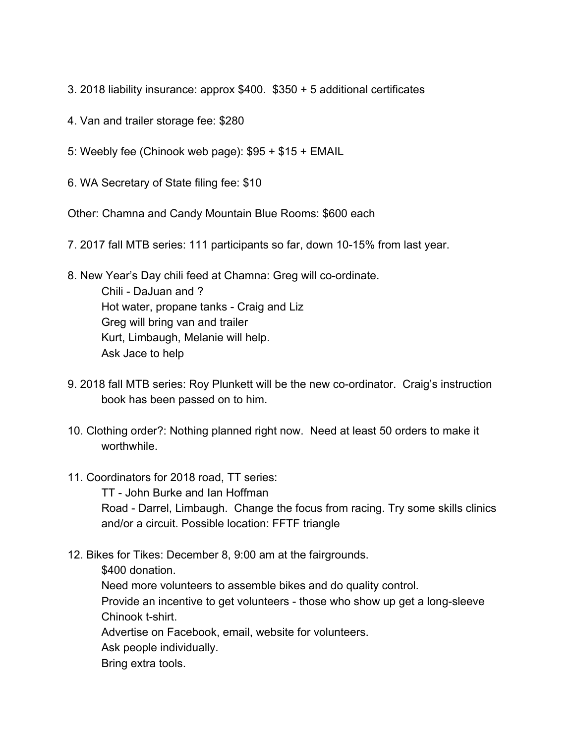3. 2018 liability insurance: approx $400.  $350 + 5 additional certificates

4. Van and trailer storage fee: $280

5: Weebly fee (Chinook web page): $95 + $15 + EMAIL

6. WA Secretary of State filing fee: $10

Other: Chamna and Candy Mountain Blue Rooms: $600 each

7. 2017 fall MTB series: 111 participants so far, down 10-15% from last year.

8. New Year's Day chili feed at Chamna: Greg will co-ordinate.
    Chili - DaJuan and ?
    Hot water, propane tanks - Craig and Liz
    Greg will bring van and trailer
    Kurt, Limbaugh, Melanie will help.
    Ask Jace to help

9. 2018 fall MTB series: Roy Plunkett will be the new co-ordinator.  Craig's instruction book has been passed on to him.

10. Clothing order?: Nothing planned right now.  Need at least 50 orders to make it worthwhile.

11. Coordinators for 2018 road, TT series:
    TT - John Burke and Ian Hoffman
    Road - Darrel, Limbaugh.  Change the focus from racing. Try some skills clinics and/or a circuit. Possible location: FFTF triangle

12. Bikes for Tikes: December 8, 9:00 am at the fairgrounds.
    $400 donation.
    Need more volunteers to assemble bikes and do quality control.
    Provide an incentive to get volunteers - those who show up get a long-sleeve Chinook t-shirt.
    Advertise on Facebook, email, website for volunteers.
    Ask people individually.
    Bring extra tools.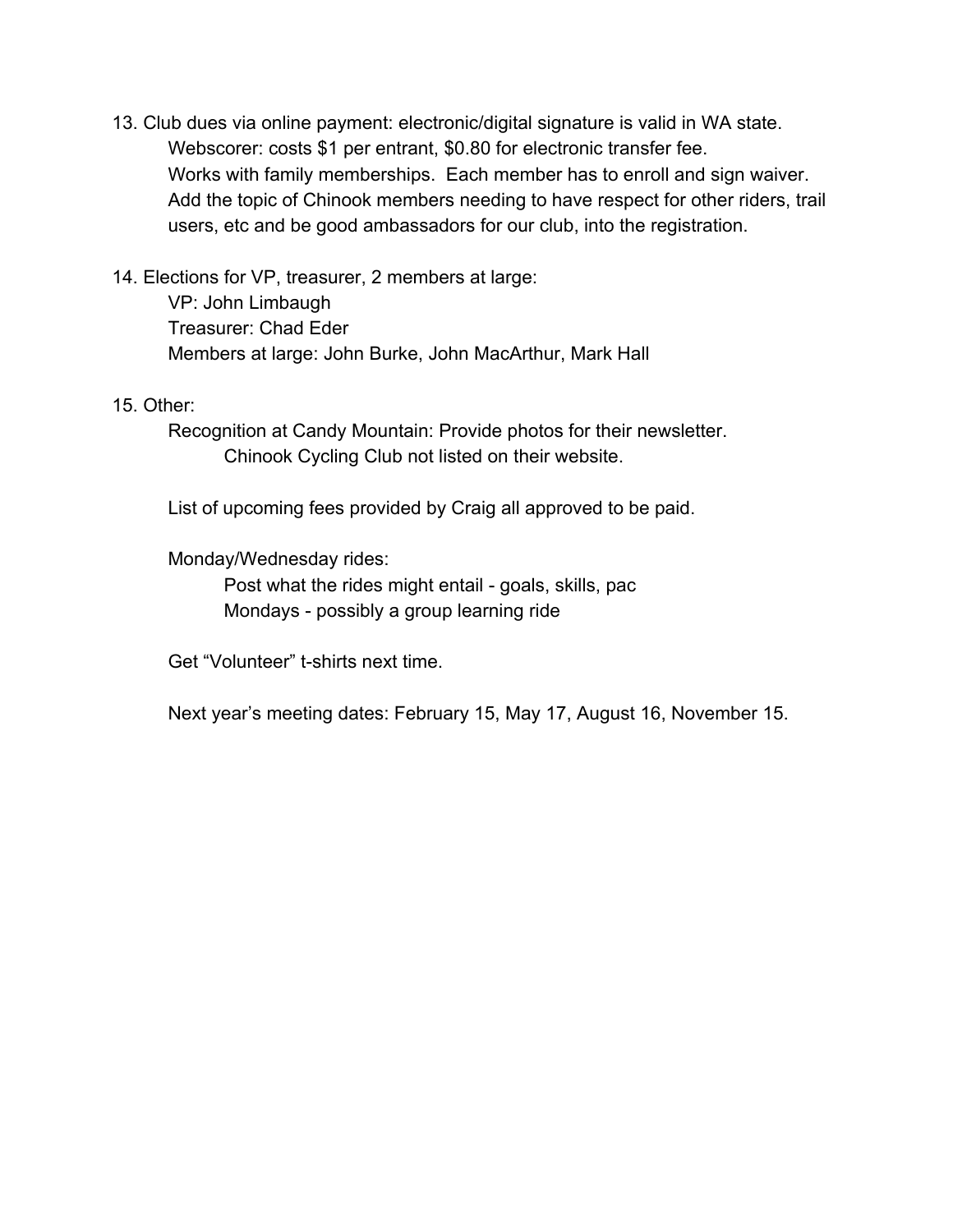13. Club dues via online payment: electronic/digital signature is valid in WA state.
    - Webscorer: costs $1 per entrant, $0.80 for electronic transfer fee.
    - Works with family memberships. Each member has to enroll and sign waiver.
    - Add the topic of Chinook members needing to have respect for other riders, trail users, etc and be good ambassadors for our club, into the registration.

14. Elections for VP, treasurer, 2 members at large:
    - VP: John Limbaugh
    - Treasurer: Chad Eder
    - Members at large: John Burke, John MacArthur, Mark Hall

15. Other:
    - Recognition at Candy Mountain: Provide photos for their newsletter.
        - Chinook Cycling Club not listed on their website.

    - List of upcoming fees provided by Craig all approved to be paid.

    - Monday/Wednesday rides:
        - Post what the rides might entail - goals, skills, pac
        - Mondays - possibly a group learning ride

    - Get "Volunteer" t-shirts next time.

    - Next year's meeting dates: February 15, May 17, August 16, November 15.